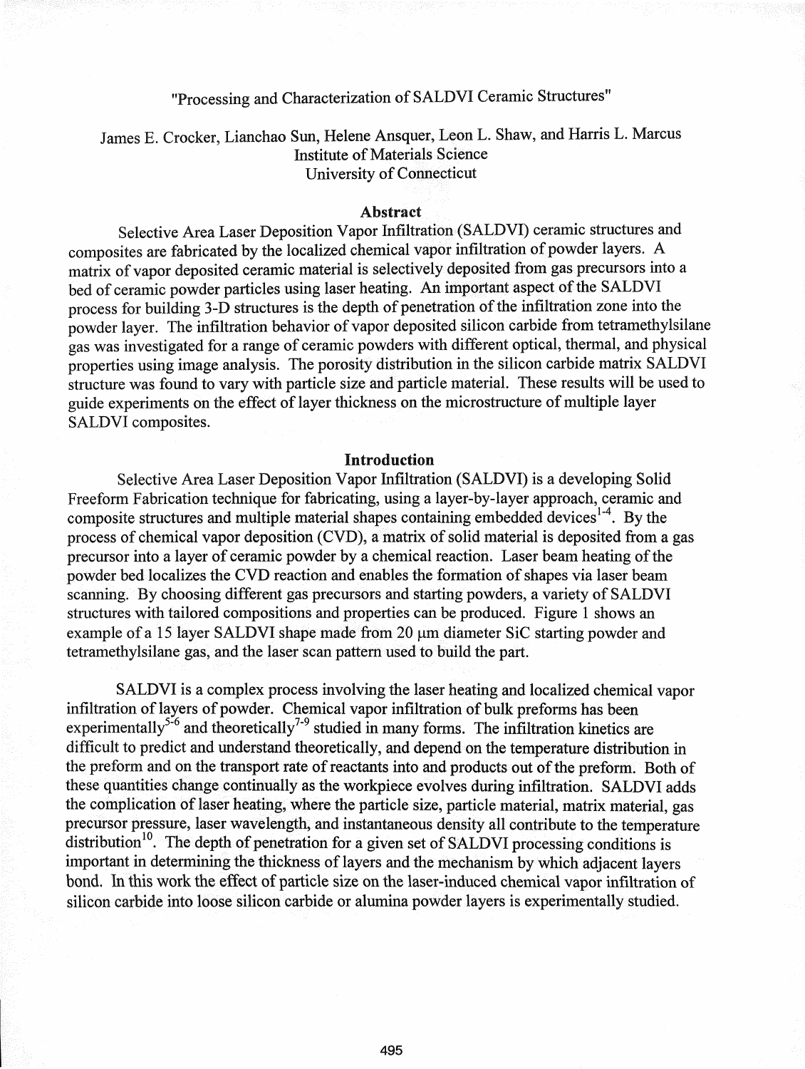# "Processing and Characterization of SALDVI Ceramic Structures"

James E. Crocker, Lianchao Sun, Helene Ansquer, Leon L. Shaw, and Harris L. Marcus
Institute of Materials Science
University of Connecticut

## Abstract

Selective Area Laser Deposition Vapor Infiltration (SALDVI) ceramic structures and composites are fabricated by the localized chemical vapor infiltration of powder layers. A matrix of vapor deposited ceramic material is selectively deposited from gas precursors into a bed of ceramic powder particles using laser heating. An important aspect of the SALDVI process for building 3-D structures is the depth of penetration of the infiltration zone into the powder layer. The infiltration behavior of vapor deposited silicon carbide from tetramethylsilane gas was investigated for a range of ceramic powders with different optical, thermal, and physical properties using image analysis. The porosity distribution in the silicon carbide matrix SALDVI structure was found to vary with particle size and particle material. These results will be used to guide experiments on the effect of layer thickness on the microstructure of multiple layer SALDVI composites.

## Introduction

Selective Area Laser Deposition Vapor Infiltration (SALDVI) is a developing Solid Freeform Fabrication technique for fabricating, using a layer-by-layer approach, ceramic and composite structures and multiple material shapes containing embedded devices[1-4]. By the process of chemical vapor deposition (CVD), a matrix of solid material is deposited from a gas precursor into a layer of ceramic powder by a chemical reaction. Laser beam heating of the powder bed localizes the CVD reaction and enables the formation of shapes via laser beam scanning. By choosing different gas precursors and starting powders, a variety of SALDVI structures with tailored compositions and properties can be produced. Figure 1 shows an example of a 15 layer SALDVI shape made from 20 μm diameter SiC starting powder and tetramethylsilane gas, and the laser scan pattern used to build the part.

SALDVI is a complex process involving the laser heating and localized chemical vapor infiltration of layers of powder. Chemical vapor infiltration of bulk preforms has been experimentally[5-6] and theoretically[7-9] studied in many forms. The infiltration kinetics are difficult to predict and understand theoretically, and depend on the temperature distribution in the preform and on the transport rate of reactants into and products out of the preform. Both of these quantities change continually as the workpiece evolves during infiltration. SALDVI adds the complication of laser heating, where the particle size, particle material, matrix material, gas precursor pressure, laser wavelength, and instantaneous density all contribute to the temperature distribution[10]. The depth of penetration for a given set of SALDVI processing conditions is important in determining the thickness of layers and the mechanism by which adjacent layers bond. In this work the effect of particle size on the laser-induced chemical vapor infiltration of silicon carbide into loose silicon carbide or alumina powder layers is experimentally studied.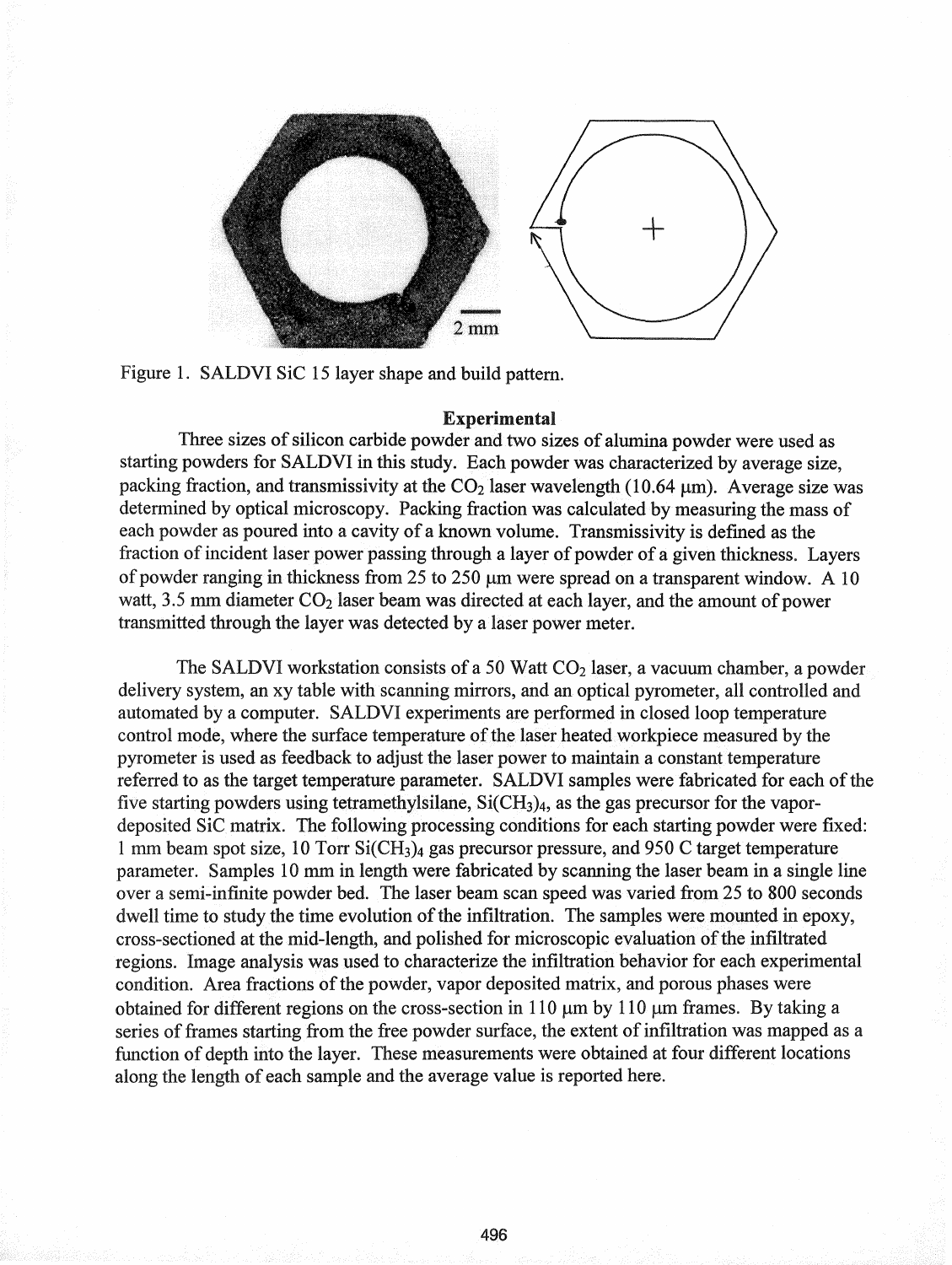Figure 1. SALDVI SiC 15 layer shape and build pattern.

## Experimental

Three sizes of silicon carbide powder and two sizes of alumina powder were used as starting powders for SALDVI in this study. Each powder was characterized by average size, packing fraction, and transmissivity at the $CO_2$ laser wavelength (10.64 μm). Average size was determined by optical microscopy. Packing fraction was calculated by measuring the mass of each powder as poured into a cavity of a known volume. Transmissivity is defined as the fraction of incident laser power passing through a layer of powder of a given thickness. Layers of powder ranging in thickness from 25 to 250 μm were spread on a transparent window. A 10 watt, 3.5 mm diameter $CO_2$ laser beam was directed at each layer, and the amount of power transmitted through the layer was detected by a laser power meter.

The SALDVI workstation consists of a 50 Watt $CO_2$ laser, a vacuum chamber, a powder delivery system, an xy table with scanning mirrors, and an optical pyrometer, all controlled and automated by a computer. SALDVI experiments are performed in closed loop temperature control mode, where the surface temperature of the laser heated workpiece measured by the pyrometer is used as feedback to adjust the laser power to maintain a constant temperature referred to as the target temperature parameter. SALDVI samples were fabricated for each of the five starting powders using tetramethylsilane, $Si(CH_3)_4$, as the gas precursor for the vapor-deposited SiC matrix. The following processing conditions for each starting powder were fixed: 1 mm beam spot size, 10 Torr $Si(CH_3)_4$ gas precursor pressure, and 950 C target temperature parameter. Samples 10 mm in length were fabricated by scanning the laser beam in a single line over a semi-infinite powder bed. The laser beam scan speed was varied from 25 to 800 seconds dwell time to study the time evolution of the infiltration. The samples were mounted in epoxy, cross-sectioned at the mid-length, and polished for microscopic evaluation of the infiltrated regions. Image analysis was used to characterize the infiltration behavior for each experimental condition. Area fractions of the powder, vapor deposited matrix, and porous phases were obtained for different regions on the cross-section in 110 μm by 110 μm frames. By taking a series of frames starting from the free powder surface, the extent of infiltration was mapped as a function of depth into the layer. These measurements were obtained at four different locations along the length of each sample and the average value is reported here.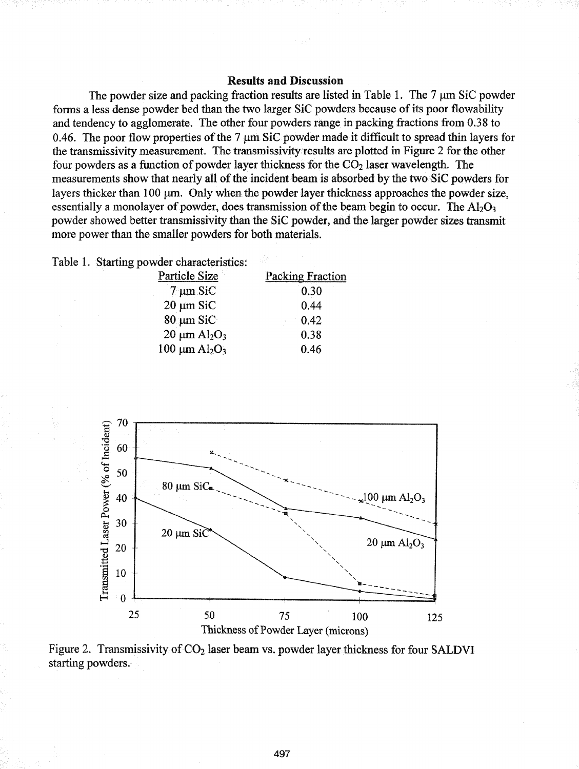## Results and Discussion

The powder size and packing fraction results are listed in Table 1. The 7 µm SiC powder forms a less dense powder bed than the two larger SiC powders because of its poor flowability and tendency to agglomerate. The other four powders range in packing fractions from 0.38 to 0.46. The poor flow properties of the 7 µm SiC powder made it difficult to spread thin layers for the transmissivity measurement. The transmissivity results are plotted in Figure 2 for the other four powders as a function of powder layer thickness for the $CO_2$ laser wavelength. The measurements show that nearly all of the incident beam is absorbed by the two SiC powders for layers thicker than 100 µm. Only when the powder layer thickness approaches the powder size, essentially a monolayer of powder, does transmission of the beam begin to occur. The $Al_2O_3$ powder showed better transmissivity than the SiC powder, and the larger powder sizes transmit more power than the smaller powders for both materials.

Table 1. Starting powder characteristics:

| Particle Size | Packing Fraction |
|---|---|
| 7 µm SiC | 0.30 |
| 20 µm SiC | 0.44 |
| 80 µm SiC | 0.42 |
| 20 µm $Al_2O_3$ | 0.38 |
| 100 µm $Al_2O_3$ | 0.46 |

Figure 2. Transmissivity of $CO_2$ laser beam vs. powder layer thickness for four SALDVI starting powders.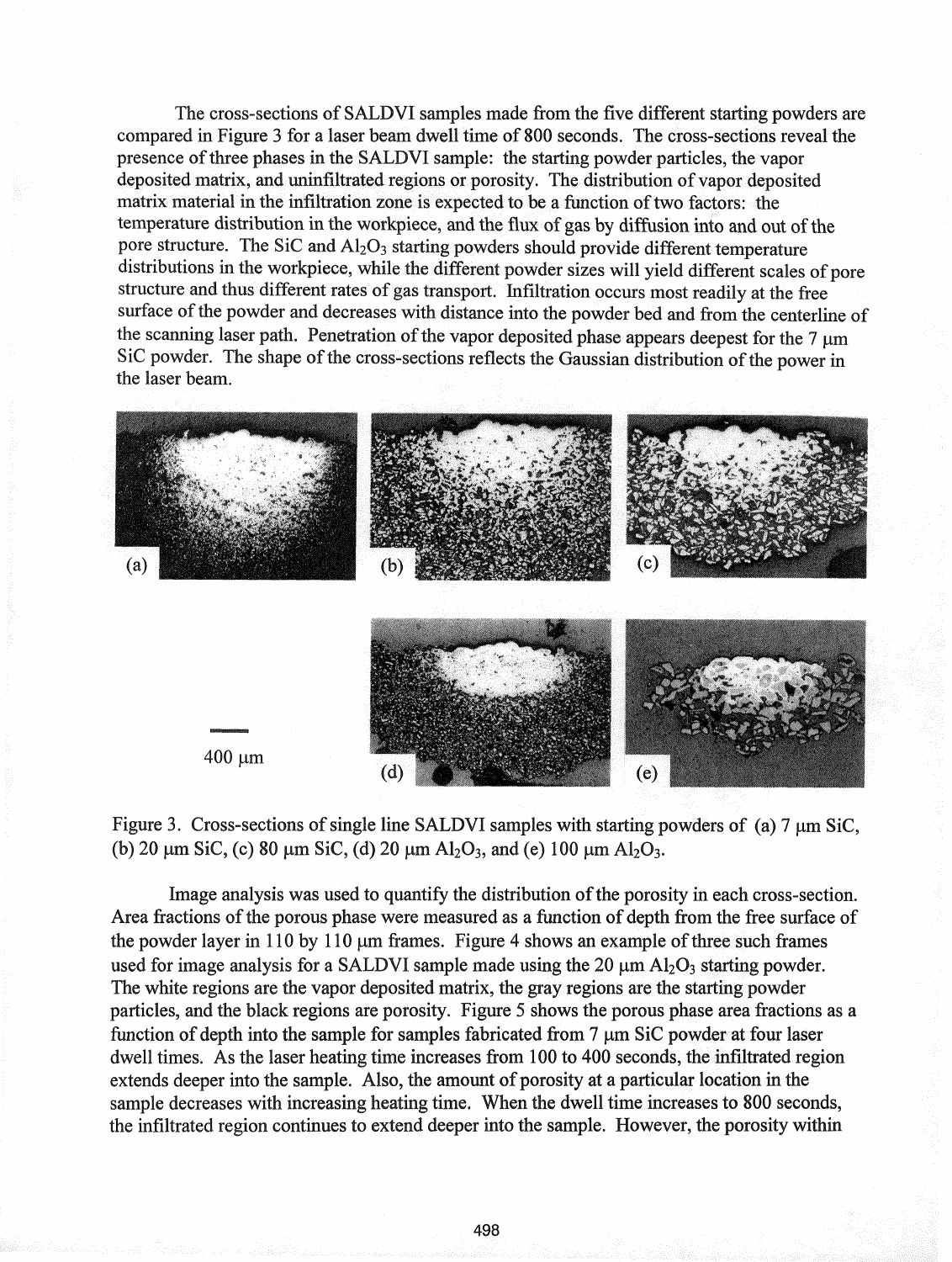The cross-sections of SALDVI samples made from the five different starting powders are compared in Figure 3 for a laser beam dwell time of 800 seconds. The cross-sections reveal the presence of three phases in the SALDVI sample: the starting powder particles, the vapor deposited matrix, and uninfiltrated regions or porosity. The distribution of vapor deposited matrix material in the infiltration zone is expected to be a function of two factors: the temperature distribution in the workpiece, and the flux of gas by diffusion into and out of the pore structure. The SiC and $Al_2O_3$ starting powders should provide different temperature distributions in the workpiece, while the different powder sizes will yield different scales of pore structure and thus different rates of gas transport. Infiltration occurs most readily at the free surface of the powder and decreases with distance into the powder bed and from the centerline of the scanning laser path. Penetration of the vapor deposited phase appears deepest for the 7 μm SiC powder. The shape of the cross-sections reflects the Gaussian distribution of the power in the laser beam.

Figure 3. Cross-sections of single line SALDVI samples with starting powders of (a) 7 μm SiC, (b) 20 μm SiC, (c) 80 μm SiC, (d) 20 μm $Al_2O_3$, and (e) 100 μm $Al_2O_3$.

Image analysis was used to quantify the distribution of the porosity in each cross-section. Area fractions of the porous phase were measured as a function of depth from the free surface of the powder layer in 110 by 110 μm frames. Figure 4 shows an example of three such frames used for image analysis for a SALDVI sample made using the 20 μm $Al_2O_3$ starting powder. The white regions are the vapor deposited matrix, the gray regions are the starting powder particles, and the black regions are porosity. Figure 5 shows the porous phase area fractions as a function of depth into the sample for samples fabricated from 7 μm SiC powder at four laser dwell times. As the laser heating time increases from 100 to 400 seconds, the infiltrated region extends deeper into the sample. Also, the amount of porosity at a particular location in the sample decreases with increasing heating time. When the dwell time increases to 800 seconds, the infiltrated region continues to extend deeper into the sample. However, the porosity within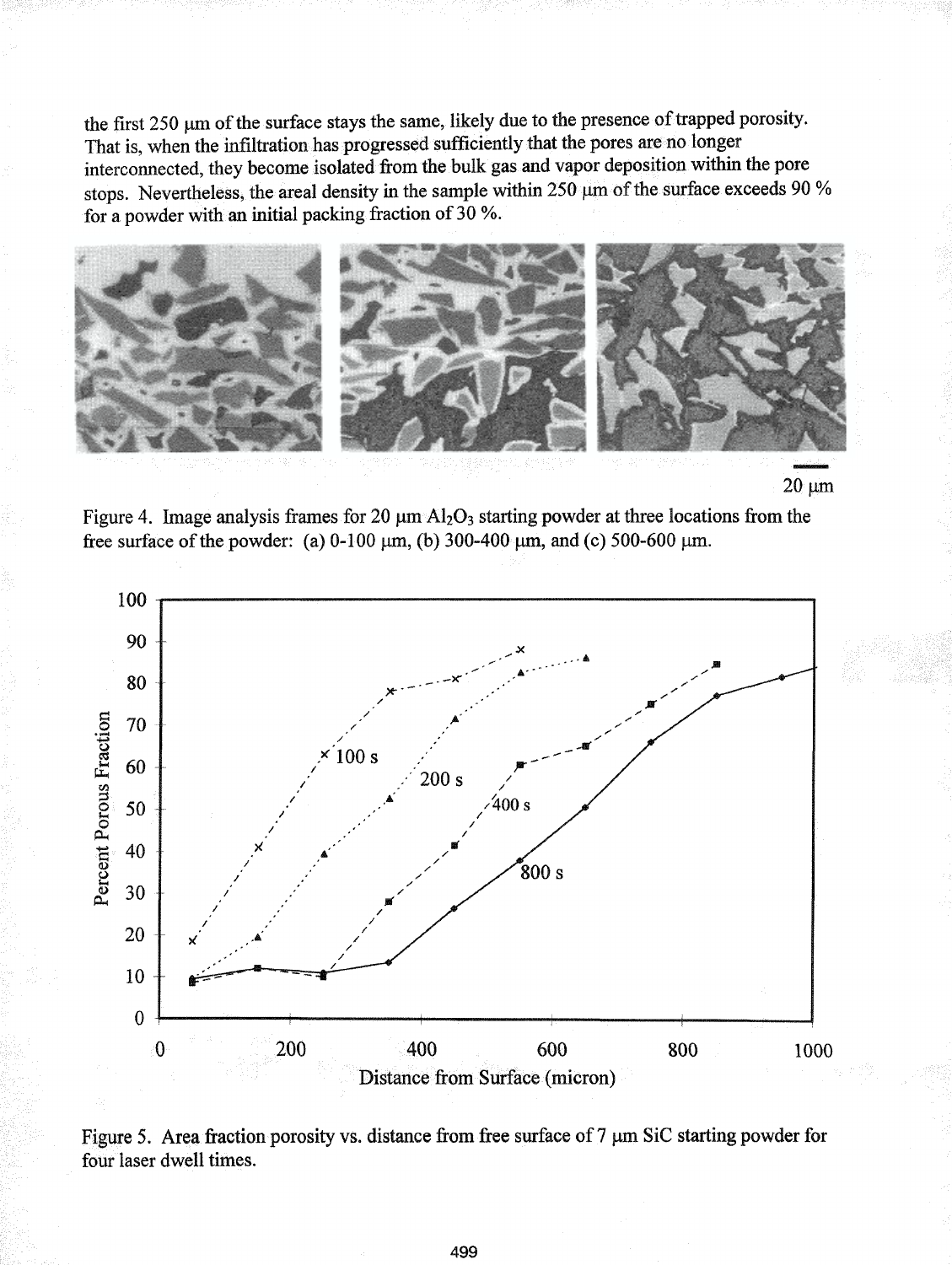the first 250 μm of the surface stays the same, likely due to the presence of trapped porosity. That is, when the infiltration has progressed sufficiently that the pores are no longer interconnected, they become isolated from the bulk gas and vapor deposition within the pore stops. Nevertheless, the areal density in the sample within 250 μm of the surface exceeds 90 % for a powder with an initial packing fraction of 30 %.

Figure 4. Image analysis frames for 20 μm $Al_2O_3$ starting powder at three locations from the free surface of the powder: (a) 0-100 μm, (b) 300-400 μm, and (c) 500-600 μm.

Figure 5. Area fraction porosity vs. distance from free surface of 7 μm SiC starting powder for four laser dwell times.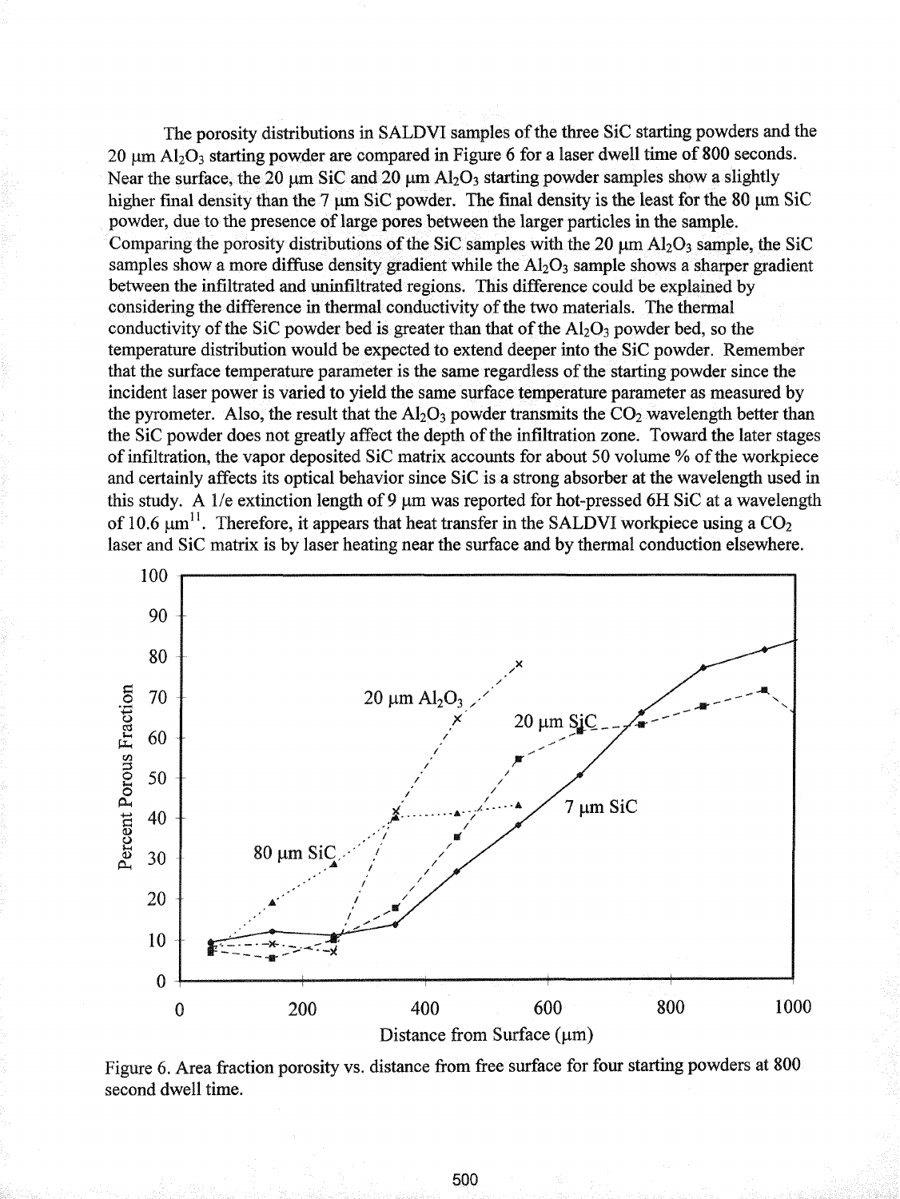The porosity distributions in SALDVI samples of the three SiC starting powders and the 20 μm $Al_2O_3$ starting powder are compared in Figure 6 for a laser dwell time of 800 seconds. Near the surface, the 20 μm SiC and 20 μm $Al_2O_3$ starting powder samples show a slightly higher final density than the 7 μm SiC powder. The final density is the least for the 80 μm SiC powder, due to the presence of large pores between the larger particles in the sample. Comparing the porosity distributions of the SiC samples with the 20 μm $Al_2O_3$ sample, the SiC samples show a more diffuse density gradient while the $Al_2O_3$ sample shows a sharper gradient between the infiltrated and uninfiltrated regions. This difference could be explained by considering the difference in thermal conductivity of the two materials. The thermal conductivity of the SiC powder bed is greater than that of the $Al_2O_3$ powder bed, so the temperature distribution would be expected to extend deeper into the SiC powder. Remember that the surface temperature parameter is the same regardless of the starting powder since the incident laser power is varied to yield the same surface temperature parameter as measured by the pyrometer. Also, the result that the $Al_2O_3$ powder transmits the $CO_2$ wavelength better than the SiC powder does not greatly affect the depth of the infiltration zone. Toward the later stages of infiltration, the vapor deposited SiC matrix accounts for about 50 volume % of the workpiece and certainly affects its optical behavior since SiC is a strong absorber at the wavelength used in this study. A 1/e extinction length of 9 μm was reported for hot-pressed 6H SiC at a wavelength of 10.6 μm[11]. Therefore, it appears that heat transfer in the SALDVI workpiece using a $CO_2$ laser and SiC matrix is by laser heating near the surface and by thermal conduction elsewhere.

Figure 6. Area fraction porosity vs. distance from free surface for four starting powders at 800 second dwell time.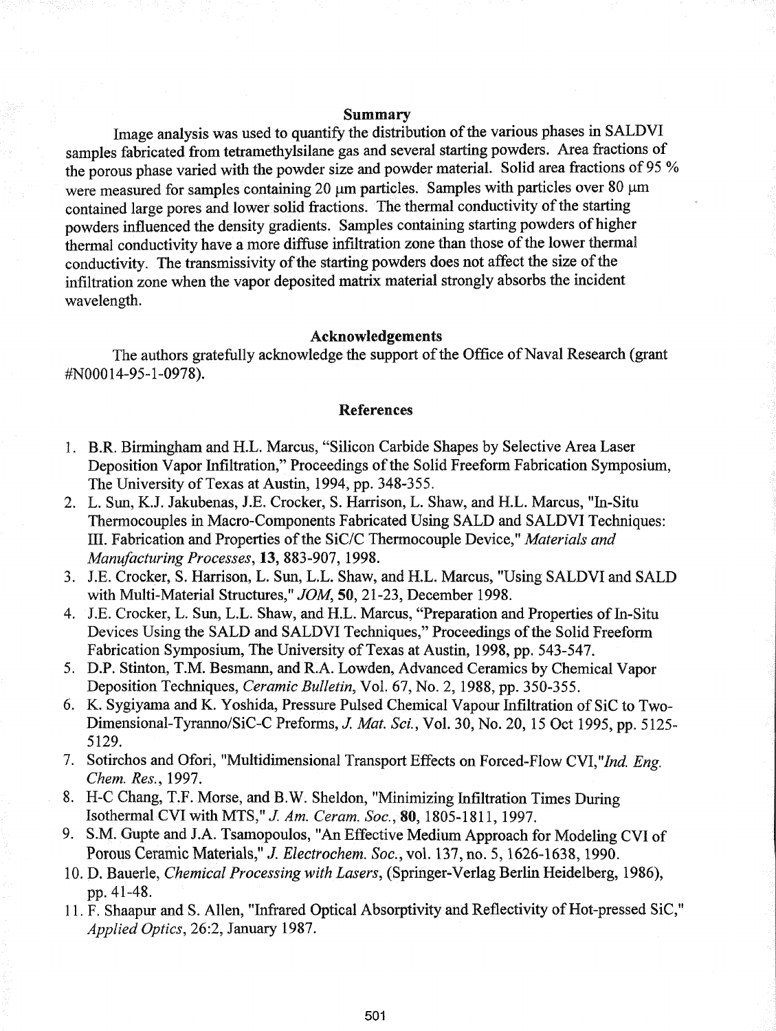## Summary

Image analysis was used to quantify the distribution of the various phases in SALDVI samples fabricated from tetramethylsilane gas and several starting powders. Area fractions of the porous phase varied with the powder size and powder material. Solid area fractions of 95 % were measured for samples containing 20 μm particles. Samples with particles over 80 μm contained large pores and lower solid fractions. The thermal conductivity of the starting powders influenced the density gradients. Samples containing starting powders of higher thermal conductivity have a more diffuse infiltration zone than those of the lower thermal conductivity. The transmissivity of the starting powders does not affect the size of the infiltration zone when the vapor deposited matrix material strongly absorbs the incident wavelength.

## Acknowledgements

The authors gratefully acknowledge the support of the Office of Naval Research (grant #N00014-95-1-0978).

## References

1. B.R. Birmingham and H.L. Marcus, "Silicon Carbide Shapes by Selective Area Laser Deposition Vapor Infiltration," Proceedings of the Solid Freeform Fabrication Symposium, The University of Texas at Austin, 1994, pp. 348-355.
2. L. Sun, K.J. Jakubenas, J.E. Crocker, S. Harrison, L. Shaw, and H.L. Marcus, "In-Situ Thermocouples in Macro-Components Fabricated Using SALD and SALDVI Techniques: III. Fabrication and Properties of the SiC/C Thermocouple Device," *Materials and Manufacturing Processes*, **13**, 883-907, 1998.
3. J.E. Crocker, S. Harrison, L. Sun, L.L. Shaw, and H.L. Marcus, "Using SALDVI and SALD with Multi-Material Structures," *JOM*, **50**, 21-23, December 1998.
4. J.E. Crocker, L. Sun, L.L. Shaw, and H.L. Marcus, "Preparation and Properties of In-Situ Devices Using the SALD and SALDVI Techniques," Proceedings of the Solid Freeform Fabrication Symposium, The University of Texas at Austin, 1998, pp. 543-547.
5. D.P. Stinton, T.M. Besmann, and R.A. Lowden, Advanced Ceramics by Chemical Vapor Deposition Techniques, *Ceramic Bulletin*, Vol. 67, No. 2, 1988, pp. 350-355.
6. K. Sygiyama and K. Yoshida, Pressure Pulsed Chemical Vapour Infiltration of SiC to Two-Dimensional-Tyranno/SiC-C Preforms, *J. Mat. Sci.*, Vol. 30, No. 20, 15 Oct 1995, pp. 5125-5129.
7. Sotirchos and Ofori, "Multidimensional Transport Effects on Forced-Flow CVI," *Ind. Eng. Chem. Res.*, 1997.
8. H-C Chang, T.F. Morse, and B.W. Sheldon, "Minimizing Infiltration Times During Isothermal CVI with MTS," *J. Am. Ceram. Soc.*, **80**, 1805-1811, 1997.
9. S.M. Gupte and J.A. Tsamopoulos, "An Effective Medium Approach for Modeling CVI of Porous Ceramic Materials," *J. Electrochem. Soc.*, vol. 137, no. 5, 1626-1638, 1990.
10. D. Bauerle, *Chemical Processing with Lasers*, (Springer-Verlag Berlin Heidelberg, 1986), pp. 41-48.
11. F. Shaapur and S. Allen, "Infrared Optical Absorptivity and Reflectivity of Hot-pressed SiC," *Applied Optics*, 26:2, January 1987.